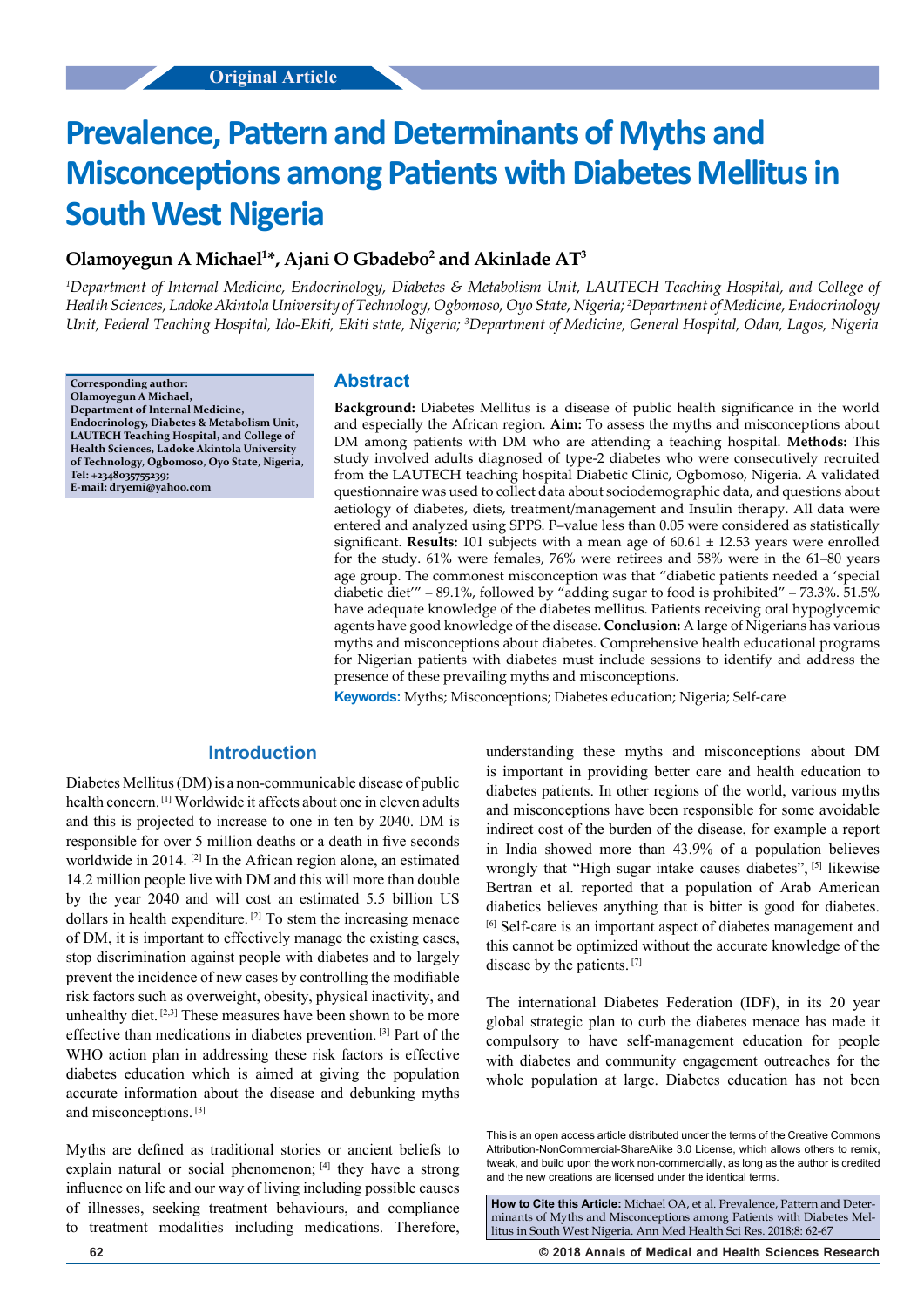Original Article

# Prevalence, Pattern and Determinants of Myths and Misconceptions among Patients with Diabetes Mellitus in South West Nigeria

**Olamoyegun A Michael[1]*, Ajani O Gbadebo[2] and Akinlade AT[3]**

*[1]Department of Internal Medicine, Endocrinology, Diabetes & Metabolism Unit, LAUTECH Teaching Hospital, and College of Health Sciences, Ladoke Akintola University of Technology, Ogbomoso, Oyo State, Nigeria; [2]Department of Medicine, Endocrinology Unit, Federal Teaching Hospital, Ido-Ekiti, Ekiti state, Nigeria; [3]Department of Medicine, General Hospital, Odan, Lagos, Nigeria*

**Corresponding author: Olamoyegun A Michael, Department of Internal Medicine, Endocrinology, Diabetes & Metabolism Unit, LAUTECH Teaching Hospital, and College of Health Sciences, Ladoke Akintola University of Technology, Ogbomoso, Oyo State, Nigeria, Tel: +2348035755239; E-mail: dryemi@yahoo.com**

## Abstract

**Background:** Diabetes Mellitus is a disease of public health significance in the world and especially the African region. **Aim:** To assess the myths and misconceptions about DM among patients with DM who are attending a teaching hospital. **Methods:** This study involved adults diagnosed of type-2 diabetes who were consecutively recruited from the LAUTECH teaching hospital Diabetic Clinic, Ogbomoso, Nigeria. A validated questionnaire was used to collect data about sociodemographic data, and questions about aetiology of diabetes, diets, treatment/management and Insulin therapy. All data were entered and analyzed using SPPS. P–value less than 0.05 were considered as statistically significant. **Results:** 101 subjects with a mean age of 60.61 ± 12.53 years were enrolled for the study. 61% were females, 76% were retirees and 58% were in the 61–80 years age group. The commonest misconception was that "diabetic patients needed a 'special diabetic diet'" – 89.1%, followed by "adding sugar to food is prohibited" – 73.3%. 51.5% have adequate knowledge of the diabetes mellitus. Patients receiving oral hypoglycemic agents have good knowledge of the disease. **Conclusion:** A large of Nigerians has various myths and misconceptions about diabetes. Comprehensive health educational programs for Nigerian patients with diabetes must include sessions to identify and address the presence of these prevailing myths and misconceptions.

**Keywords:** Myths; Misconceptions; Diabetes education; Nigeria; Self-care

## Introduction

Diabetes Mellitus (DM) is a non-communicable disease of public health concern. [1] Worldwide it affects about one in eleven adults and this is projected to increase to one in ten by 2040. DM is responsible for over 5 million deaths or a death in five seconds worldwide in 2014. [2] In the African region alone, an estimated 14.2 million people live with DM and this will more than double by the year 2040 and will cost an estimated 5.5 billion US dollars in health expenditure. [2] To stem the increasing menace of DM, it is important to effectively manage the existing cases, stop discrimination against people with diabetes and to largely prevent the incidence of new cases by controlling the modifiable risk factors such as overweight, obesity, physical inactivity, and unhealthy diet. [2,3] These measures have been shown to be more effective than medications in diabetes prevention. [3] Part of the WHO action plan in addressing these risk factors is effective diabetes education which is aimed at giving the population accurate information about the disease and debunking myths and misconceptions. [3]

Myths are defined as traditional stories or ancient beliefs to explain natural or social phenomenon; [4] they have a strong influence on life and our way of living including possible causes of illnesses, seeking treatment behaviours, and compliance to treatment modalities including medications. Therefore, understanding these myths and misconceptions about DM is important in providing better care and health education to diabetes patients. In other regions of the world, various myths and misconceptions have been responsible for some avoidable indirect cost of the burden of the disease, for example a report in India showed more than 43.9% of a population believes wrongly that "High sugar intake causes diabetes", [5] likewise Bertran et al. reported that a population of Arab American diabetics believes anything that is bitter is good for diabetes. [6] Self-care is an important aspect of diabetes management and this cannot be optimized without the accurate knowledge of the disease by the patients. [7]

The international Diabetes Federation (IDF), in its 20 year global strategic plan to curb the diabetes menace has made it compulsory to have self-management education for people with diabetes and community engagement outreaches for the whole population at large. Diabetes education has not been

This is an open access article distributed under the terms of the Creative Commons Attribution-NonCommercial-ShareAlike 3.0 License, which allows others to remix, tweak, and build upon the work non-commercially, as long as the author is credited and the new creations are licensed under the identical terms.

**How to Cite this Article:** Michael OA, et al. Prevalence, Pattern and Determinants of Myths and Misconceptions among Patients with Diabetes Mellitus in South West Nigeria. Ann Med Health Sci Res. 2018;8: 62-67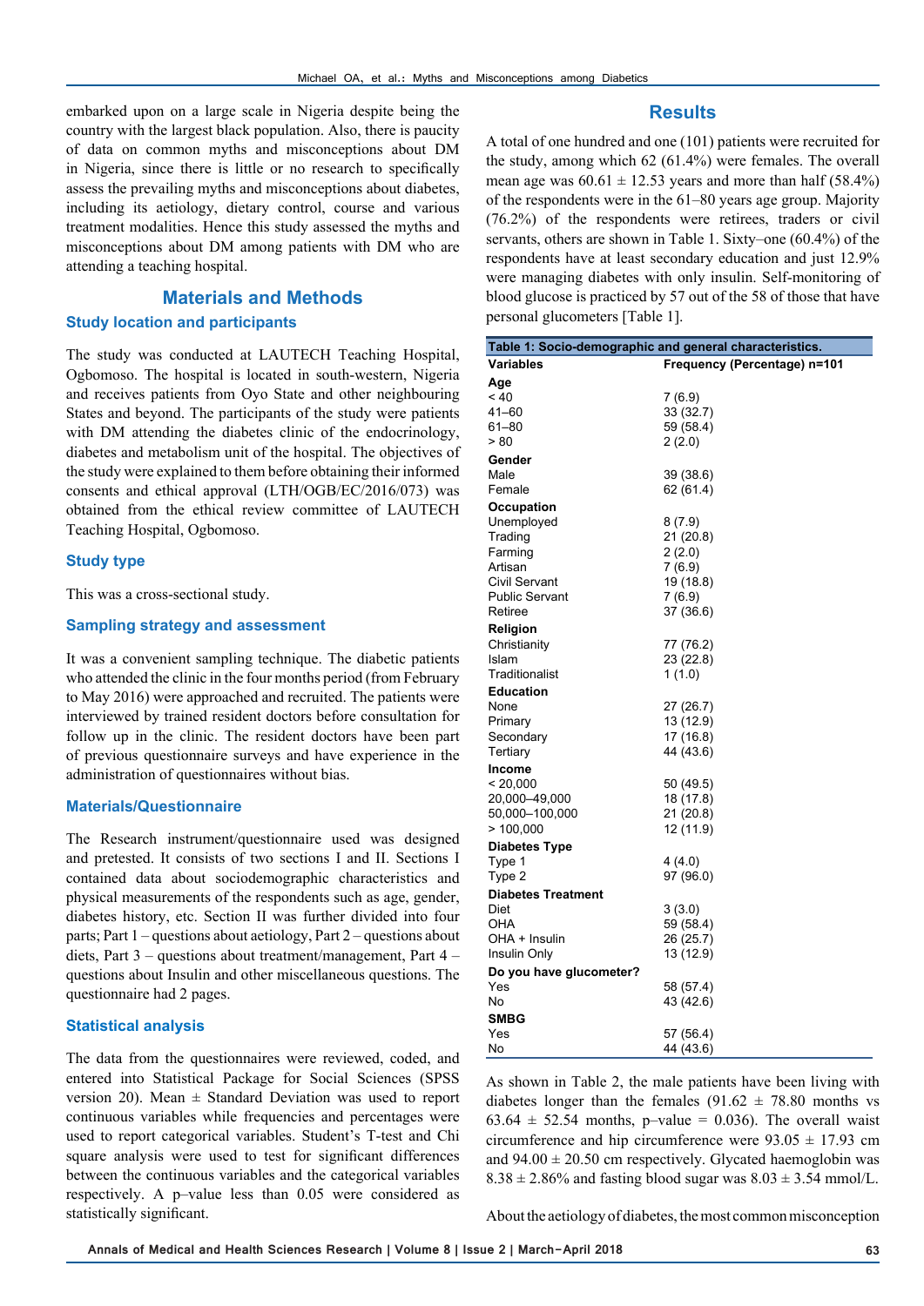embarked upon on a large scale in Nigeria despite being the country with the largest black population. Also, there is paucity of data on common myths and misconceptions about DM in Nigeria, since there is little or no research to specifically assess the prevailing myths and misconceptions about diabetes, including its aetiology, dietary control, course and various treatment modalities. Hence this study assessed the myths and misconceptions about DM among patients with DM who are attending a teaching hospital.

## Materials and Methods

### Study location and participants

The study was conducted at LAUTECH Teaching Hospital, Ogbomoso. The hospital is located in south-western, Nigeria and receives patients from Oyo State and other neighbouring States and beyond. The participants of the study were patients with DM attending the diabetes clinic of the endocrinology, diabetes and metabolism unit of the hospital. The objectives of the study were explained to them before obtaining their informed consents and ethical approval (LTH/OGB/EC/2016/073) was obtained from the ethical review committee of LAUTECH Teaching Hospital, Ogbomoso.

### Study type

This was a cross-sectional study.

### Sampling strategy and assessment

It was a convenient sampling technique. The diabetic patients who attended the clinic in the four months period (from February to May 2016) were approached and recruited. The patients were interviewed by trained resident doctors before consultation for follow up in the clinic. The resident doctors have been part of previous questionnaire surveys and have experience in the administration of questionnaires without bias.

### Materials/Questionnaire

The Research instrument/questionnaire used was designed and pretested. It consists of two sections I and II. Sections I contained data about sociodemographic characteristics and physical measurements of the respondents such as age, gender, diabetes history, etc. Section II was further divided into four parts; Part 1 – questions about aetiology, Part 2 – questions about diets, Part 3 – questions about treatment/management, Part 4 – questions about Insulin and other miscellaneous questions. The questionnaire had 2 pages.

### Statistical analysis

The data from the questionnaires were reviewed, coded, and entered into Statistical Package for Social Sciences (SPSS version 20). Mean ± Standard Deviation was used to report continuous variables while frequencies and percentages were used to report categorical variables. Student's T-test and Chi square analysis were used to test for significant differences between the continuous variables and the categorical variables respectively. A p–value less than 0.05 were considered as statistically significant.

## Results

A total of one hundred and one (101) patients were recruited for the study, among which 62 (61.4%) were females. The overall mean age was 60.61 ± 12.53 years and more than half (58.4%) of the respondents were in the 61–80 years age group. Majority (76.2%) of the respondents were retirees, traders or civil servants, others are shown in Table 1. Sixty–one (60.4%) of the respondents have at least secondary education and just 12.9% were managing diabetes with only insulin. Self-monitoring of blood glucose is practiced by 57 out of the 58 of those that have personal glucometers [Table 1].

**Table 1: Socio-demographic and general characteristics.**

| Variables | Frequency (Percentage) n=101 |
|---|---|
| **Age** | |
| < 40 | 7 (6.9) |
| 41–60 | 33 (32.7) |
| 61–80 | 59 (58.4) |
| > 80 | 2 (2.0) |
| **Gender** | |
| Male | 39 (38.6) |
| Female | 62 (61.4) |
| **Occupation** | |
| Unemployed | 8 (7.9) |
| Trading | 21 (20.8) |
| Farming | 2 (2.0) |
| Artisan | 7 (6.9) |
| Civil Servant | 19 (18.8) |
| Public Servant | 7 (6.9) |
| Retiree | 37 (36.6) |
| **Religion** | |
| Christianity | 77 (76.2) |
| Islam | 23 (22.8) |
| Traditionalist | 1 (1.0) |
| **Education** | |
| None | 27 (26.7) |
| Primary | 13 (12.9) |
| Secondary | 17 (16.8) |
| Tertiary | 44 (43.6) |
| **Income** | |
| < 20,000 | 50 (49.5) |
| 20,000–49,000 | 18 (17.8) |
| 50,000–100,000 | 21 (20.8) |
| > 100,000 | 12 (11.9) |
| **Diabetes Type** | |
| Type 1 | 4 (4.0) |
| Type 2 | 97 (96.0) |
| **Diabetes Treatment** | |
| Diet | 3 (3.0) |
| OHA | 59 (58.4) |
| OHA + Insulin | 26 (25.7) |
| Insulin Only | 13 (12.9) |
| **Do you have glucometer?** | |
| Yes | 58 (57.4) |
| No | 43 (42.6) |
| **SMBG** | |
| Yes | 57 (56.4) |
| No | 44 (43.6) |

As shown in Table 2, the male patients have been living with diabetes longer than the females (91.62 ± 78.80 months vs 63.64 ± 52.54 months, p–value = 0.036). The overall waist circumference and hip circumference were 93.05 ± 17.93 cm and 94.00 ± 20.50 cm respectively. Glycated haemoglobin was 8.38 ± 2.86% and fasting blood sugar was 8.03 ± 3.54 mmol/L.

About the aetiology of diabetes, the most common misconception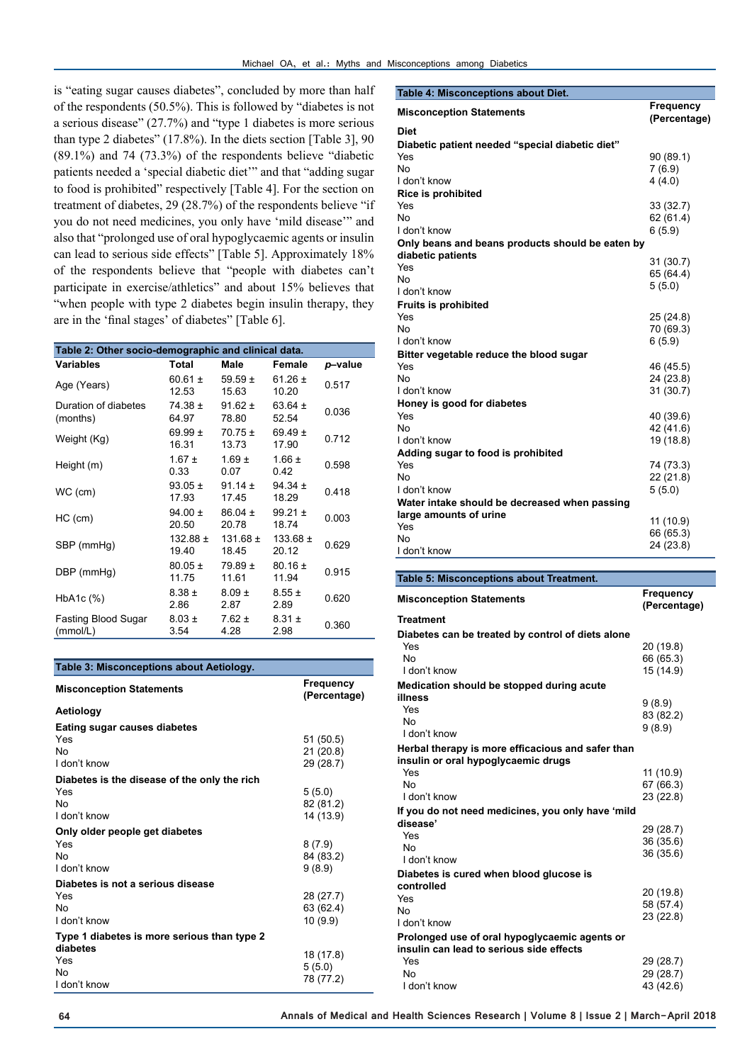is "eating sugar causes diabetes", concluded by more than half of the respondents (50.5%). This is followed by "diabetes is not a serious disease" (27.7%) and "type 1 diabetes is more serious than type 2 diabetes" (17.8%). In the diets section [Table 3], 90 (89.1%) and 74 (73.3%) of the respondents believe "diabetic patients needed a 'special diabetic diet'" and that "adding sugar to food is prohibited" respectively [Table 4]. For the section on treatment of diabetes, 29 (28.7%) of the respondents believe "if you do not need medicines, you only have 'mild disease'" and also that "prolonged use of oral hypoglycaemic agents or insulin can lead to serious side effects" [Table 5]. Approximately 18% of the respondents believe that "people with diabetes can't participate in exercise/athletics" and about 15% believes that "when people with type 2 diabetes begin insulin therapy, they are in the 'final stages' of diabetes" [Table 6].

**Table 2: Other socio-demographic and clinical data.**

| Variables | Total | Male | Female | *p*–value |
|---|---|---|---|---|
| Age (Years) | 60.61 ± 12.53 | 59.59 ± 15.63 | 61.26 ± 10.20 | 0.517 |
| Duration of diabetes (months) | 74.38 ± 64.97 | 91.62 ± 78.80 | 63.64 ± 52.54 | 0.036 |
| Weight (Kg) | 69.99 ± 16.31 | 70.75 ± 13.73 | 69.49 ± 17.90 | 0.712 |
| Height (m) | 1.67 ± 0.33 | 1.69 ± 0.07 | 1.66 ± 0.42 | 0.598 |
| WC (cm) | 93.05 ± 17.93 | 91.14 ± 17.45 | 94.34 ± 18.29 | 0.418 |
| HC (cm) | 94.00 ± 20.50 | 86.04 ± 20.78 | 99.21 ± 18.74 | 0.003 |
| SBP (mmHg) | 132.88 ± 19.40 | 131.68 ± 18.45 | 133.68 ± 20.12 | 0.629 |
| DBP (mmHg) | 80.05 ± 11.75 | 79.89 ± 11.61 | 80.16 ± 11.94 | 0.915 |
| HbA1c (%) | 8.38 ± 2.86 | 8.09 ± 2.87 | 8.55 ± 2.89 | 0.620 |
| Fasting Blood Sugar (mmol/L) | 8.03 ± 3.54 | 7.62 ± 4.28 | 8.31 ± 2.98 | 0.360 |

**Table 3: Misconceptions about Aetiology.**

| Misconception Statements | Frequency (Percentage) |
|---|---|
| **Aetiology** | |
| **Eating sugar causes diabetes** | |
| Yes | 51 (50.5) |
| No | 21 (20.8) |
| I don't know | 29 (28.7) |
| **Diabetes is the disease of the only the rich** | |
| Yes | 5 (5.0) |
| No | 82 (81.2) |
| I don't know | 14 (13.9) |
| **Only older people get diabetes** | |
| Yes | 8 (7.9) |
| No | 84 (83.2) |
| I don't know | 9 (8.9) |
| **Diabetes is not a serious disease** | |
| Yes | 28 (27.7) |
| No | 63 (62.4) |
| I don't know | 10 (9.9) |
| **Type 1 diabetes is more serious than type 2 diabetes** | |
| Yes | 18 (17.8) |
| No | 5 (5.0) |
| I don't know | 78 (77.2) |

**Table 4: Misconceptions about Diet.**

| Misconception Statements | Frequency (Percentage) |
|---|---|
| **Diet** | |
| **Diabetic patient needed "special diabetic diet"** | |
| Yes | 90 (89.1) |
| No | 7 (6.9) |
| I don't know | 4 (4.0) |
| **Rice is prohibited** | |
| Yes | 33 (32.7) |
| No | 62 (61.4) |
| I don't know | 6 (5.9) |
| **Only beans and beans products should be eaten by diabetic patients** | |
| Yes | 31 (30.7) |
| No | 65 (64.4) |
| I don't know | 5 (5.0) |
| **Fruits is prohibited** | |
| Yes | 25 (24.8) |
| No | 70 (69.3) |
| I don't know | 6 (5.9) |
| **Bitter vegetable reduce the blood sugar** | |
| Yes | 46 (45.5) |
| No | 24 (23.8) |
| I don't know | 31 (30.7) |
| **Honey is good for diabetes** | |
| Yes | 40 (39.6) |
| No | 42 (41.6) |
| I don't know | 19 (18.8) |
| **Adding sugar to food is prohibited** | |
| Yes | 74 (73.3) |
| No | 22 (21.8) |
| I don't know | 5 (5.0) |
| **Water intake should be decreased when passing large amounts of urine** | |
| Yes | 11 (10.9) |
| No | 66 (65.3) |
| I don't know | 24 (23.8) |

**Table 5: Misconceptions about Treatment.**

| Misconception Statements | Frequency (Percentage) |
|---|---|
| **Treatment** | |
| **Diabetes can be treated by control of diets alone** | |
| Yes | 20 (19.8) |
| No | 66 (65.3) |
| I don't know | 15 (14.9) |
| **Medication should be stopped during acute illness** | |
| Yes | 9 (8.9) |
| No | 83 (82.2) |
| I don't know | 9 (8.9) |
| **Herbal therapy is more efficacious and safer than insulin or oral hypoglycaemic drugs** | |
| Yes | 11 (10.9) |
| No | 67 (66.3) |
| I don't know | 23 (22.8) |
| **If you do not need medicines, you only have 'mild disease'** | |
| Yes | 29 (28.7) |
| No | 36 (35.6) |
| I don't know | 36 (35.6) |
| **Diabetes is cured when blood glucose is controlled** | |
| Yes | 20 (19.8) |
| No | 58 (57.4) |
| I don't know | 23 (22.8) |
| **Prolonged use of oral hypoglycaemic agents or insulin can lead to serious side effects** | |
| Yes | 29 (28.7) |
| No | 29 (28.7) |
| I don't know | 43 (42.6) |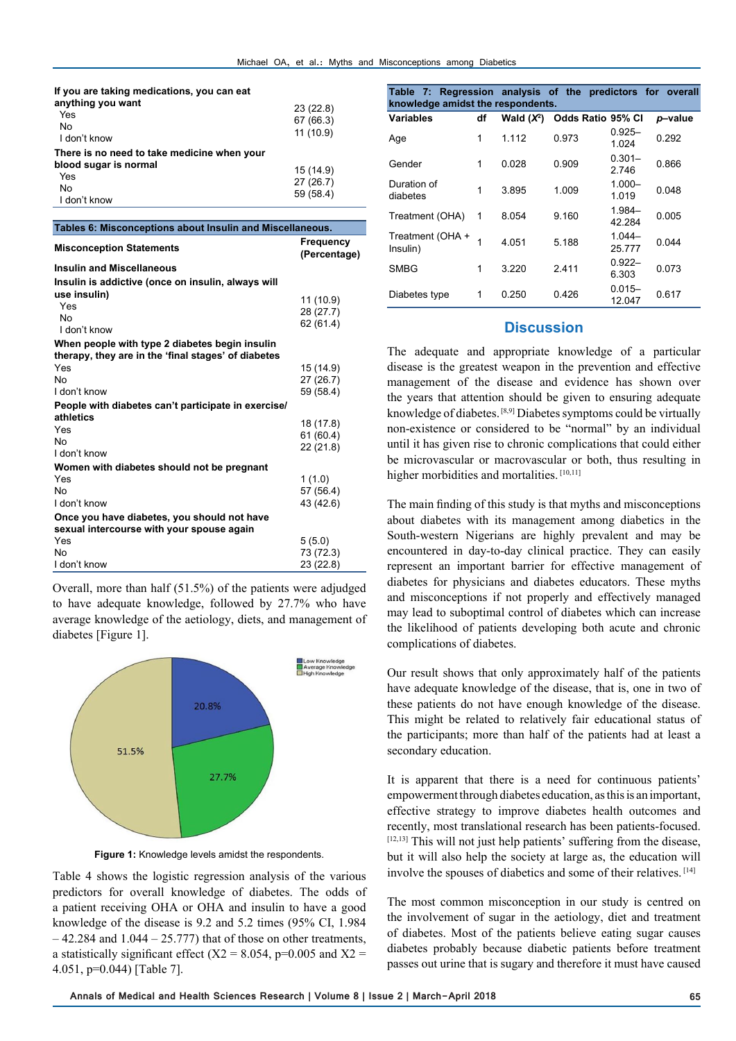| | |
|---|---|
| **If you are taking medications, you can eat anything you want** | |
| Yes | 23 (22.8) |
| No | 67 (66.3) |
| I don't know | 11 (10.9) |
| **There is no need to take medicine when your blood sugar is normal** | |
| Yes | 15 (14.9) |
| No | 27 (26.7) |
| I don't know | 59 (58.4) |

**Tables 6: Misconceptions about Insulin and Miscellaneous.**

| Misconception Statements | Frequency (Percentage) |
|---|---|
| **Insulin and Miscellaneous** | |
| **Insulin is addictive (once on insulin, always will use insulin)** | |
| Yes | 11 (10.9) |
| No | 28 (27.7) |
| I don't know | 62 (61.4) |
| **When people with type 2 diabetes begin insulin therapy, they are in the 'final stages' of diabetes** | |
| Yes | 15 (14.9) |
| No | 27 (26.7) |
| I don't know | 59 (58.4) |
| **People with diabetes can't participate in exercise/athletics** | |
| Yes | 18 (17.8) |
| No | 61 (60.4) |
| I don't know | 22 (21.8) |
| **Women with diabetes should not be pregnant** | |
| Yes | 1 (1.0) |
| No | 57 (56.4) |
| I don't know | 43 (42.6) |
| **Once you have diabetes, you should not have sexual intercourse with your spouse again** | |
| Yes | 5 (5.0) |
| No | 73 (72.3) |
| I don't know | 23 (22.8) |

Overall, more than half (51.5%) of the patients were adjudged to have adequate knowledge, followed by 27.7% who have average knowledge of the aetiology, diets, and management of diabetes [Figure 1].

Figure 1: Knowledge levels amidst the respondents.

Table 4 shows the logistic regression analysis of the various predictors for overall knowledge of diabetes. The odds of a patient receiving OHA or OHA and insulin to have a good knowledge of the disease is 9.2 and 5.2 times (95% CI, 1.984 – 42.284 and 1.044 – 25.777) that of those on other treatments, a statistically significant effect (X2 = 8.054, p=0.005 and X2 = 4.051, p=0.044) [Table 7].

**Table 7: Regression analysis of the predictors for overall knowledge amidst the respondents.**

| Variables | df | Wald ($X^2$) | Odds Ratio | 95% CI | *p*–value |
|---|---|---|---|---|---|
| Age | 1 | 1.112 | 0.973 | 0.925–1.024 | 0.292 |
| Gender | 1 | 0.028 | 0.909 | 0.301–2.746 | 0.866 |
| Duration of diabetes | 1 | 3.895 | 1.009 | 1.000–1.019 | 0.048 |
| Treatment (OHA) | 1 | 8.054 | 9.160 | 1.984–42.284 | 0.005 |
| Treatment (OHA + Insulin) | 1 | 4.051 | 5.188 | 1.044–25.777 | 0.044 |
| SMBG | 1 | 3.220 | 2.411 | 0.922–6.303 | 0.073 |
| Diabetes type | 1 | 0.250 | 0.426 | 0.015–12.047 | 0.617 |

## Discussion

The adequate and appropriate knowledge of a particular disease is the greatest weapon in the prevention and effective management of the disease and evidence has shown over the years that attention should be given to ensuring adequate knowledge of diabetes.[8,9] Diabetes symptoms could be virtually non-existence or considered to be "normal" by an individual until it has given rise to chronic complications that could either be microvascular or macrovascular or both, thus resulting in higher morbidities and mortalities.[10,11]

The main finding of this study is that myths and misconceptions about diabetes with its management among diabetics in the South-western Nigerians are highly prevalent and may be encountered in day-to-day clinical practice. They can easily represent an important barrier for effective management of diabetes for physicians and diabetes educators. These myths and misconceptions if not properly and effectively managed may lead to suboptimal control of diabetes which can increase the likelihood of patients developing both acute and chronic complications of diabetes.

Our result shows that only approximately half of the patients have adequate knowledge of the disease, that is, one in two of these patients do not have enough knowledge of the disease. This might be related to relatively fair educational status of the participants; more than half of the patients had at least a secondary education.

It is apparent that there is a need for continuous patients' empowerment through diabetes education, as this is an important, effective strategy to improve diabetes health outcomes and recently, most translational research has been patients-focused.[12,13] This will not just help patients' suffering from the disease, but it will also help the society at large as, the education will involve the spouses of diabetics and some of their relatives.[14]

The most common misconception in our study is centred on the involvement of sugar in the aetiology, diet and treatment of diabetes. Most of the patients believe eating sugar causes diabetes probably because diabetic patients before treatment passes out urine that is sugary and therefore it must have caused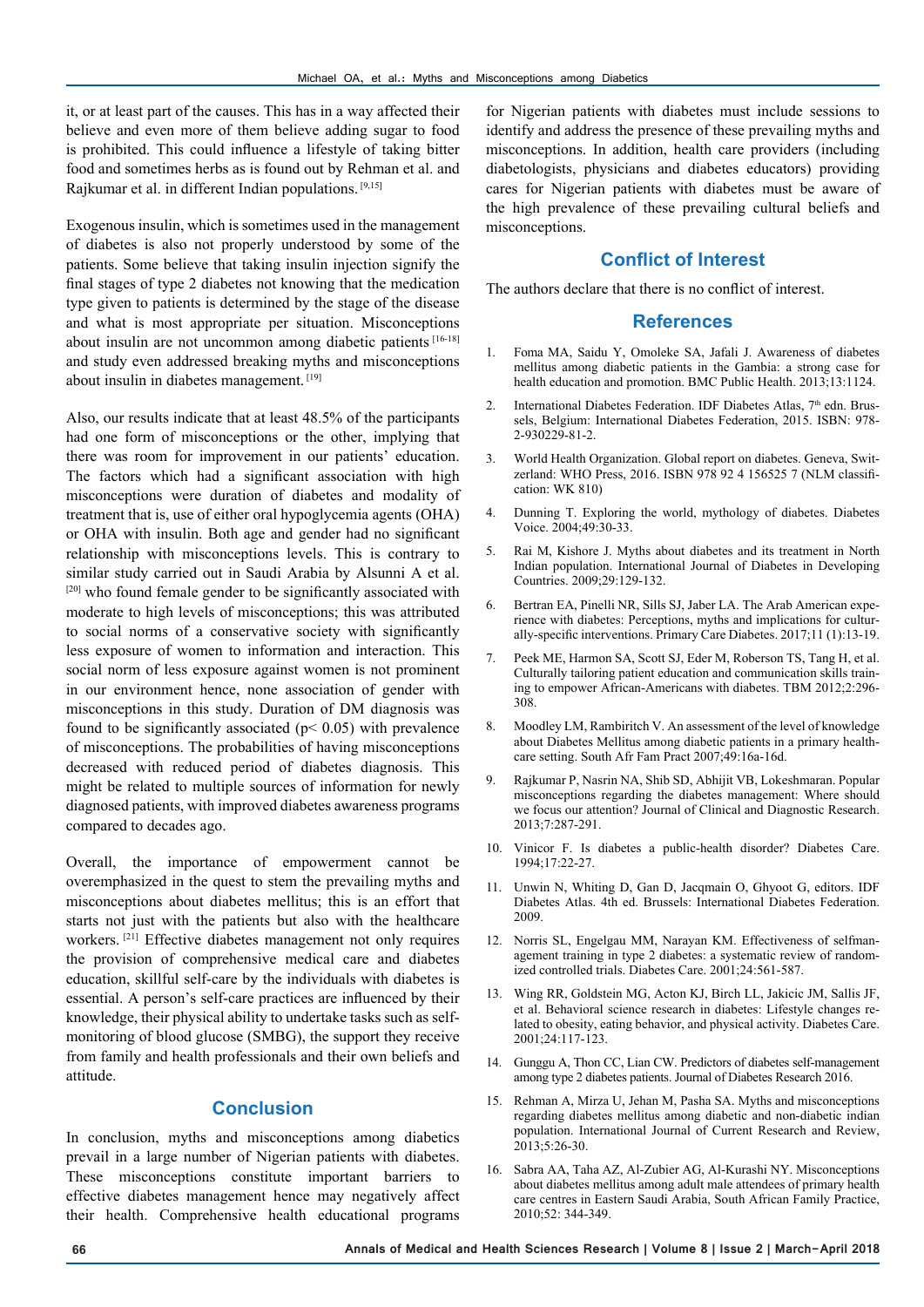it, or at least part of the causes. This has in a way affected their believe and even more of them believe adding sugar to food is prohibited. This could influence a lifestyle of taking bitter food and sometimes herbs as is found out by Rehman et al. and Rajkumar et al. in different Indian populations. [9,15]

Exogenous insulin, which is sometimes used in the management of diabetes is also not properly understood by some of the patients. Some believe that taking insulin injection signify the final stages of type 2 diabetes not knowing that the medication type given to patients is determined by the stage of the disease and what is most appropriate per situation. Misconceptions about insulin are not uncommon among diabetic patients [16-18] and study even addressed breaking myths and misconceptions about insulin in diabetes management. [19]

Also, our results indicate that at least 48.5% of the participants had one form of misconceptions or the other, implying that there was room for improvement in our patients' education. The factors which had a significant association with high misconceptions were duration of diabetes and modality of treatment that is, use of either oral hypoglycemia agents (OHA) or OHA with insulin. Both age and gender had no significant relationship with misconceptions levels. This is contrary to similar study carried out in Saudi Arabia by Alsunni A et al. [20] who found female gender to be significantly associated with moderate to high levels of misconceptions; this was attributed to social norms of a conservative society with significantly less exposure of women to information and interaction. This social norm of less exposure against women is not prominent in our environment hence, none association of gender with misconceptions in this study. Duration of DM diagnosis was found to be significantly associated ($p < 0.05$) with prevalence of misconceptions. The probabilities of having misconceptions decreased with reduced period of diabetes diagnosis. This might be related to multiple sources of information for newly diagnosed patients, with improved diabetes awareness programs compared to decades ago.

Overall, the importance of empowerment cannot be overemphasized in the quest to stem the prevailing myths and misconceptions about diabetes mellitus; this is an effort that starts not just with the patients but also with the healthcare workers. [21] Effective diabetes management not only requires the provision of comprehensive medical care and diabetes education, skillful self-care by the individuals with diabetes is essential. A person's self-care practices are influenced by their knowledge, their physical ability to undertake tasks such as self-monitoring of blood glucose (SMBG), the support they receive from family and health professionals and their own beliefs and attitude.

## Conclusion

In conclusion, myths and misconceptions among diabetics prevail in a large number of Nigerian patients with diabetes. These misconceptions constitute important barriers to effective diabetes management hence may negatively affect their health. Comprehensive health educational programs for Nigerian patients with diabetes must include sessions to identify and address the presence of these prevailing myths and misconceptions. In addition, health care providers (including diabetologists, physicians and diabetes educators) providing cares for Nigerian patients with diabetes must be aware of the high prevalence of these prevailing cultural beliefs and misconceptions.

## Conflict of Interest

The authors declare that there is no conflict of interest.

## References

1. Foma MA, Saidu Y, Omoleke SA, Jafali J. Awareness of diabetes mellitus among diabetic patients in the Gambia: a strong case for health education and promotion. BMC Public Health. 2013;13:1124.
2. International Diabetes Federation. IDF Diabetes Atlas, 7th edn. Brussels, Belgium: International Diabetes Federation, 2015. ISBN: 978-2-930229-81-2.
3. World Health Organization. Global report on diabetes. Geneva, Switzerland: WHO Press, 2016. ISBN 978 92 4 156525 7 (NLM classification: WK 810)
4. Dunning T. Exploring the world, mythology of diabetes. Diabetes Voice. 2004;49:30-33.
5. Rai M, Kishore J. Myths about diabetes and its treatment in North Indian population. International Journal of Diabetes in Developing Countries. 2009;29:129-132.
6. Bertran EA, Pinelli NR, Sills SJ, Jaber LA. The Arab American experience with diabetes: Perceptions, myths and implications for culturally-specific interventions. Primary Care Diabetes. 2017;11 (1):13-19.
7. Peek ME, Harmon SA, Scott SJ, Eder M, Roberson TS, Tang H, et al. Culturally tailoring patient education and communication skills training to empower African-Americans with diabetes. TBM 2012;2:296-308.
8. Moodley LM, Rambiritch V. An assessment of the level of knowledge about Diabetes Mellitus among diabetic patients in a primary healthcare setting. South Afr Fam Pract 2007;49:16a-16d.
9. Rajkumar P, Nasrin NA, Shib SD, Abhijit VB, Lokeshmaran. Popular misconceptions regarding the diabetes management: Where should we focus our attention? Journal of Clinical and Diagnostic Research. 2013;7:287-291.
10. Vinicor F. Is diabetes a public-health disorder? Diabetes Care. 1994;17:22-27.
11. Unwin N, Whiting D, Gan D, Jacqmain O, Ghyoot G, editors. IDF Diabetes Atlas. 4th ed. Brussels: International Diabetes Federation. 2009.
12. Norris SL, Engelgau MM, Narayan KM. Effectiveness of selfmanagement training in type 2 diabetes: a systematic review of randomized controlled trials. Diabetes Care. 2001;24:561-587.
13. Wing RR, Goldstein MG, Acton KJ, Birch LL, Jakicic JM, Sallis JF, et al. Behavioral science research in diabetes: Lifestyle changes related to obesity, eating behavior, and physical activity. Diabetes Care. 2001;24:117-123.
14. Gunggu A, Thon CC, Lian CW. Predictors of diabetes self-management among type 2 diabetes patients. Journal of Diabetes Research 2016.
15. Rehman A, Mirza U, Jehan M, Pasha SA. Myths and misconceptions regarding diabetes mellitus among diabetic and non-diabetic indian population. International Journal of Current Research and Review, 2013;5:26-30.
16. Sabra AA, Taha AZ, Al-Zubier AG, Al-Kurashi NY. Misconceptions about diabetes mellitus among adult male attendees of primary health care centres in Eastern Saudi Arabia, South African Family Practice, 2010;52: 344-349.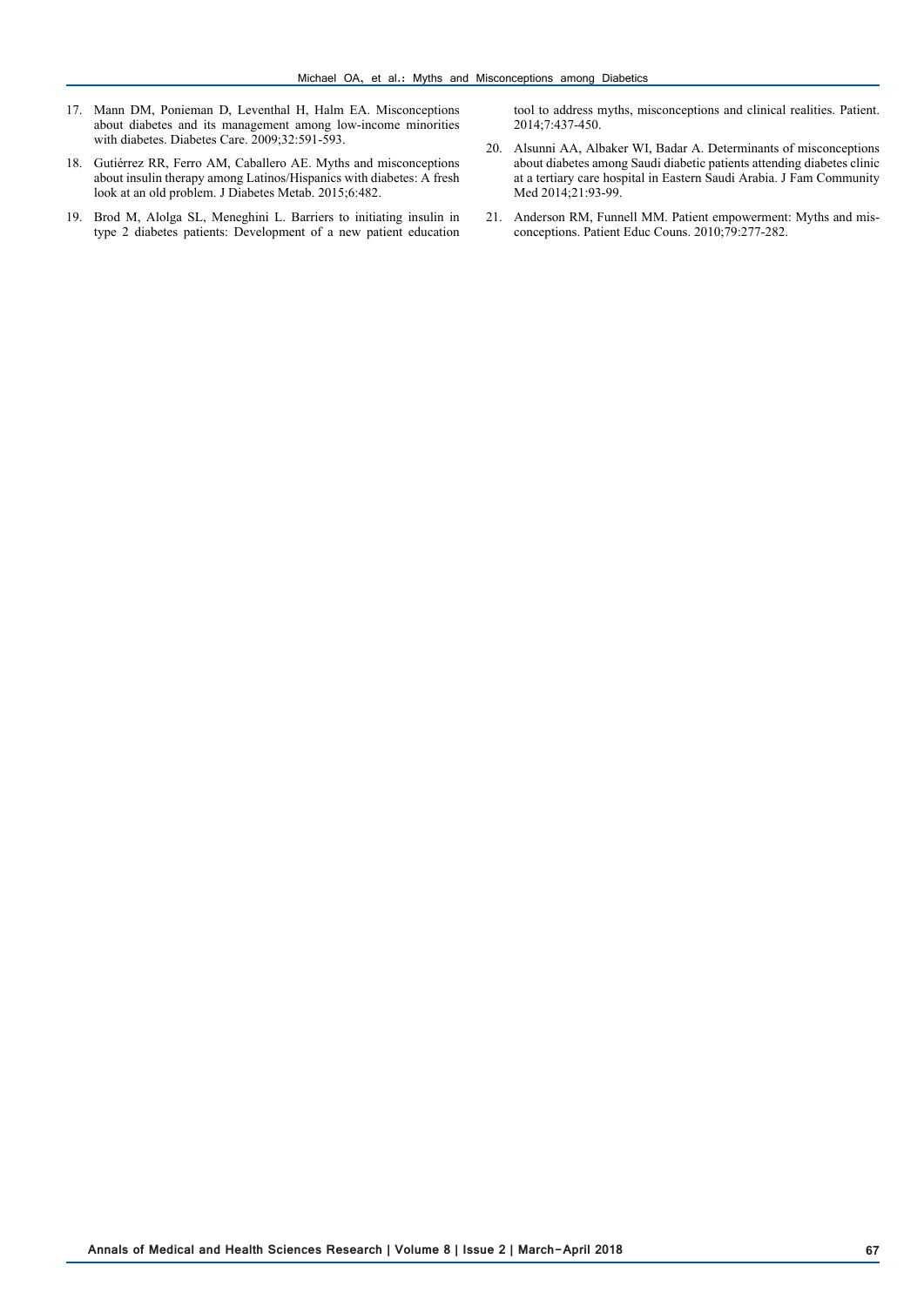17. Mann DM, Ponieman D, Leventhal H, Halm EA. Misconceptions about diabetes and its management among low-income minorities with diabetes. Diabetes Care. 2009;32:591-593.
18. Gutiérrez RR, Ferro AM, Caballero AE. Myths and misconceptions about insulin therapy among Latinos/Hispanics with diabetes: A fresh look at an old problem. J Diabetes Metab. 2015;6:482.
19. Brod M, Alolga SL, Meneghini L. Barriers to initiating insulin in type 2 diabetes patients: Development of a new patient education tool to address myths, misconceptions and clinical realities. Patient. 2014;7:437-450.
20. Alsunni AA, Albaker WI, Badar A. Determinants of misconceptions about diabetes among Saudi diabetic patients attending diabetes clinic at a tertiary care hospital in Eastern Saudi Arabia. J Fam Community Med 2014;21:93-99.
21. Anderson RM, Funnell MM. Patient empowerment: Myths and misconceptions. Patient Educ Couns. 2010;79:277-282.